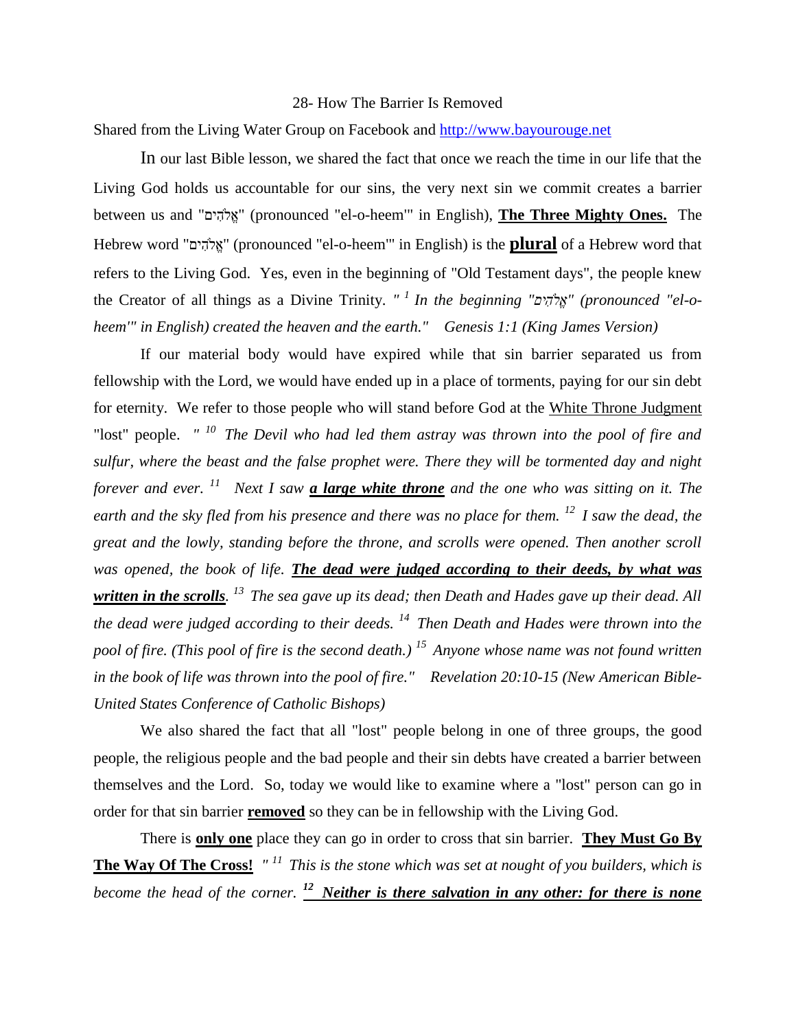# 28- How The Barrier Is Removed

Shared from the Living Water Group on Facebook and http://www.bayourouge.net

In our last Bible lesson, we shared the fact that once we reach the time in our life that the Living God holds us accountable for our sins, the very next sin we commit creates a barrier between us and "אֱלֹהִים" (pronounced "el-o-heem'" in English), **The Three Mighty Ones.** The Hebrew word "אֱלֹהִים" (pronounced "el-o-heem'" in English) is the **plural** of a Hebrew word that refers to the Living God. Yes, even in the beginning of "Old Testament days", the people knew the Creator of all things as a Divine Trinity. *" [1] In the beginning "אֱלֹהִים" (pronounced "el-o-heem'" in English) created the heaven and the earth." Genesis 1:1 (King James Version)*

If our material body would have expired while that sin barrier separated us from fellowship with the Lord, we would have ended up in a place of torments, paying for our sin debt for eternity. We refer to those people who will stand before God at the White Throne Judgment "lost" people. *" [10] The Devil who had led them astray was thrown into the pool of fire and sulfur, where the beast and the false prophet were. There they will be tormented day and night forever and ever. [11] Next I saw **a large white throne** and the one who was sitting on it. The earth and the sky fled from his presence and there was no place for them. [12] I saw the dead, the great and the lowly, standing before the throne, and scrolls were opened. Then another scroll was opened, the book of life. **The dead were judged according to their deeds, by what was written in the scrolls**. [13] The sea gave up its dead; then Death and Hades gave up their dead. All the dead were judged according to their deeds. [14] Then Death and Hades were thrown into the pool of fire. (This pool of fire is the second death.) [15] Anyone whose name was not found written in the book of life was thrown into the pool of fire." Revelation 20:10-15 (New American Bible-United States Conference of Catholic Bishops)*

We also shared the fact that all "lost" people belong in one of three groups, the good people, the religious people and the bad people and their sin debts have created a barrier between themselves and the Lord. So, today we would like to examine where a "lost" person can go in order for that sin barrier **removed** so they can be in fellowship with the Living God.

There is **only one** place they can go in order to cross that sin barrier. **They Must Go By The Way Of The Cross!** *" [11] This is the stone which was set at nought of you builders, which is become the head of the corner. **[12] Neither is there salvation in any other: for there is none***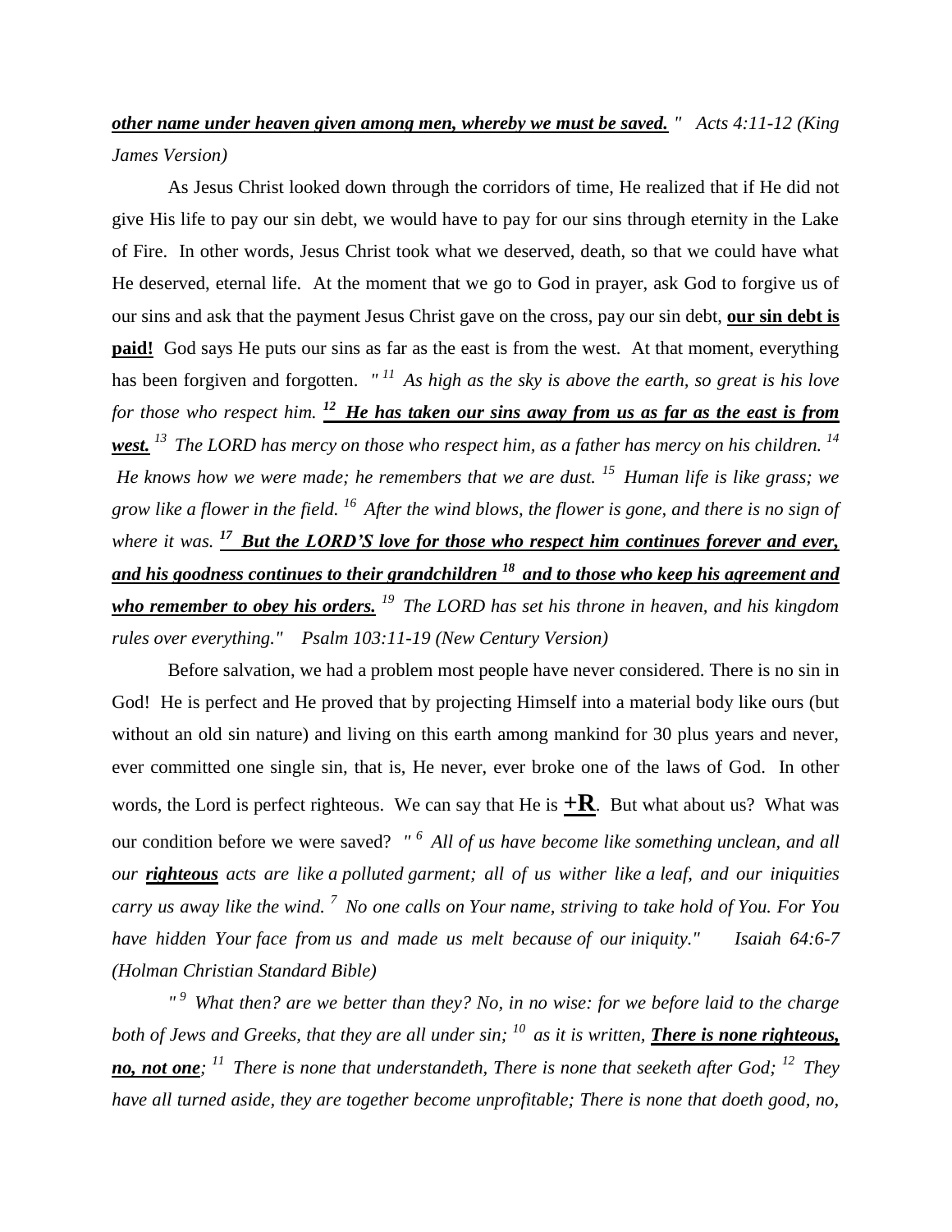***other name under heaven given among men, whereby we must be saved.*** *" Acts 4:11-12 (King James Version)*

As Jesus Christ looked down through the corridors of time, He realized that if He did not give His life to pay our sin debt, we would have to pay for our sins through eternity in the Lake of Fire. In other words, Jesus Christ took what we deserved, death, so that we could have what He deserved, eternal life. At the moment that we go to God in prayer, ask God to forgive us of our sins and ask that the payment Jesus Christ gave on the cross, pay our sin debt, **our sin debt is paid!** God says He puts our sins as far as the east is from the west. At that moment, everything has been forgiven and forgotten. *"[11] As high as the sky is above the earth, so great is his love for those who respect him.* ***[12] He has taken our sins away from us as far as the east is from west.*** *[13] The LORD has mercy on those who respect him, as a father has mercy on his children. [14] He knows how we were made; he remembers that we are dust. [15] Human life is like grass; we grow like a flower in the field. [16] After the wind blows, the flower is gone, and there is no sign of where it was.* ***[17] But the LORD'S love for those who respect him continues forever and ever, and his goodness continues to their grandchildren [18] and to those who keep his agreement and who remember to obey his orders.*** *[19] The LORD has set his throne in heaven, and his kingdom rules over everything." Psalm 103:11-19 (New Century Version)*

Before salvation, we had a problem most people have never considered. There is no sin in God! He is perfect and He proved that by projecting Himself into a material body like ours (but without an old sin nature) and living on this earth among mankind for 30 plus years and never, ever committed one single sin, that is, He never, ever broke one of the laws of God. In other words, the Lord is perfect righteous. We can say that He is **+R**. But what about us? What was our condition before we were saved? *"[6] All of us have become like something unclean, and all our* ***righteous*** *acts are like a polluted garment; all of us wither like a leaf, and our iniquities carry us away like the wind. [7] No one calls on Your name, striving to take hold of You. For You have hidden Your face from us and made us melt because of our iniquity." Isaiah 64:6-7 (Holman Christian Standard Bible)*

*"[9] What then? are we better than they? No, in no wise: for we before laid to the charge both of Jews and Greeks, that they are all under sin; [10] as it is written,* ***There is none righteous, no, not one****; [11] There is none that understandeth, There is none that seeketh after God; [12] They have all turned aside, they are together become unprofitable; There is none that doeth good, no,*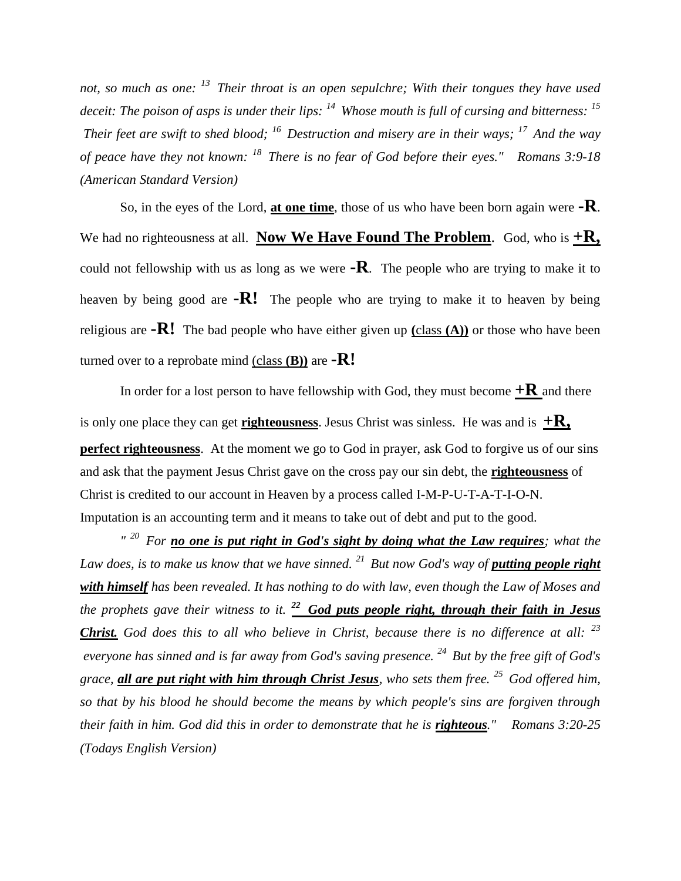*not, so much as one: [13] Their throat is an open sepulchre; With their tongues they have used deceit: The poison of asps is under their lips: [14] Whose mouth is full of cursing and bitterness: [15] Their feet are swift to shed blood; [16] Destruction and misery are in their ways; [17] And the way of peace have they not known: [18] There is no fear of God before their eyes." Romans 3:9-18 (American Standard Version)*

So, in the eyes of the Lord, **<u>at one time</u>**, those of us who have been born again were **-R**. We had no righteousness at all. **<u>Now We Have Found The Problem</u>**. God, who is **<u>+R,</u>** could not fellowship with us as long as we were **-R**. The people who are trying to make it to heaven by being good are **-R!** The people who are trying to make it to heaven by being religious are **-R!** The bad people who have either given up **(**<u>class **(A))**</u> or those who have been turned over to a reprobate mind <u>(class **(B))**</u> are **-R!**

In order for a lost person to have fellowship with God, they must become **<u>+R</u>** and there is only one place they can get **<u>righteousness</u>**. Jesus Christ was sinless. He was and is **<u>+R,</u>** **<u>perfect righteousness</u>**. At the moment we go to God in prayer, ask God to forgive us of our sins and ask that the payment Jesus Christ gave on the cross pay our sin debt, the **<u>righteousness</u>** of Christ is credited to our account in Heaven by a process called I-M-P-U-T-A-T-I-O-N. Imputation is an accounting term and it means to take out of debt and put to the good.

*" [20] For **<u>no one is put right in God's sight by doing what the Law requires</u>**; what the Law does, is to make us know that we have sinned. [21] But now God's way of **<u>putting people right with himself</u>** has been revealed. It has nothing to do with law, even though the Law of Moses and the prophets gave their witness to it. **<u>[22] God puts people right, through their faith in Jesus Christ.</u>** God does this to all who believe in Christ, because there is no difference at all: [23] everyone has sinned and is far away from God's saving presence. [24] But by the free gift of God's grace, **<u>all are put right with him through Christ Jesus</u>**, who sets them free. [25] God offered him, so that by his blood he should become the means by which people's sins are forgiven through their faith in him. God did this in order to demonstrate that he is **<u>righteous</u>**." Romans 3:20-25 (Todays English Version)*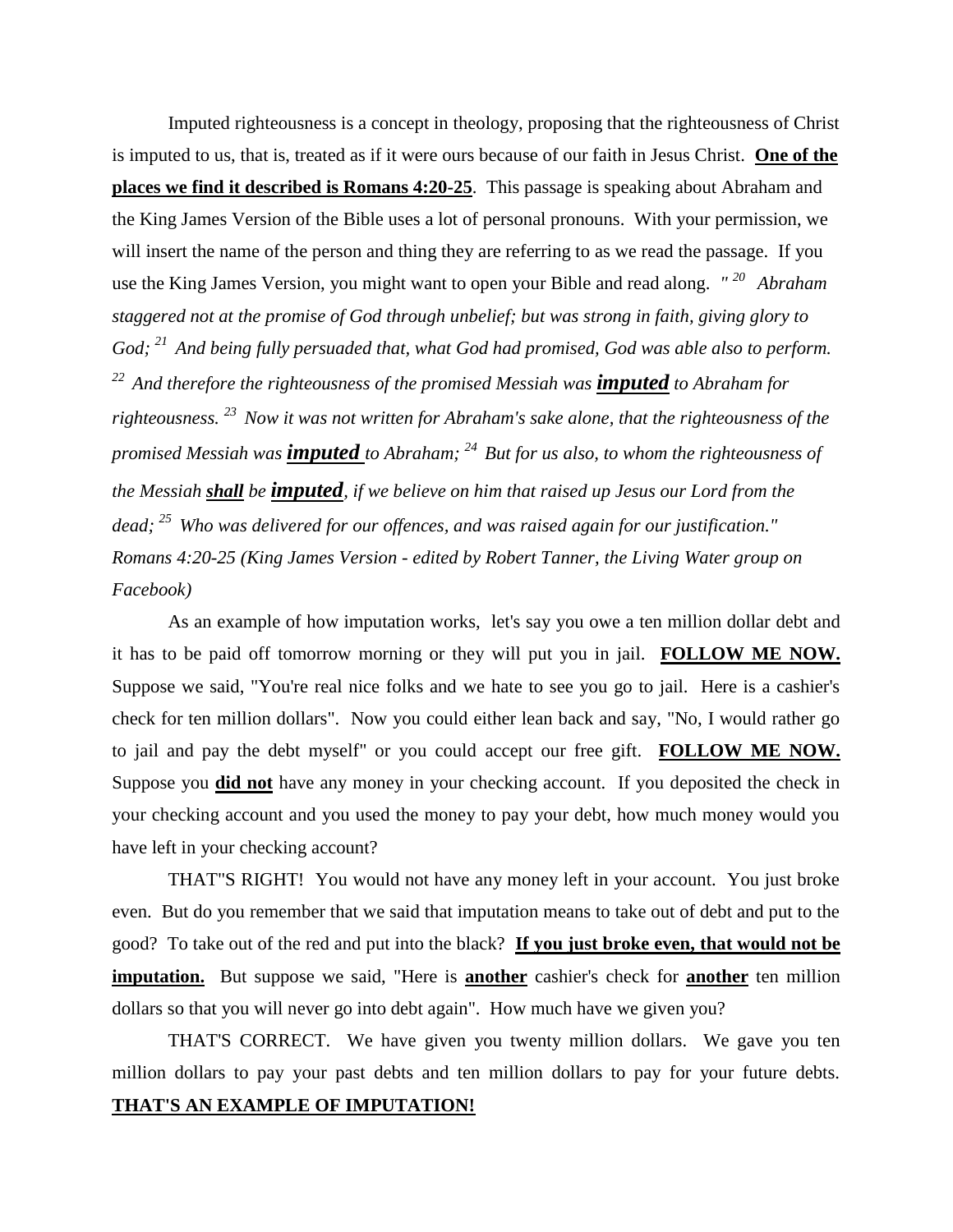Imputed righteousness is a concept in theology, proposing that the righteousness of Christ is imputed to us, that is, treated as if it were ours because of our faith in Jesus Christ. **One of the places we find it described is Romans 4:20-25**. This passage is speaking about Abraham and the King James Version of the Bible uses a lot of personal pronouns. With your permission, we will insert the name of the person and thing they are referring to as we read the passage. If you use the King James Version, you might want to open your Bible and read along. *"[20] Abraham staggered not at the promise of God through unbelief; but was strong in faith, giving glory to God; [21] And being fully persuaded that, what God had promised, God was able also to perform. [22] And therefore the righteousness of the promised Messiah was **imputed** to Abraham for righteousness. [23] Now it was not written for Abraham's sake alone, that the righteousness of the promised Messiah was **imputed** to Abraham; [24] But for us also, to whom the righteousness of the Messiah **shall** be **imputed**, if we believe on him that raised up Jesus our Lord from the dead; [25] Who was delivered for our offences, and was raised again for our justification." Romans 4:20-25 (King James Version - edited by Robert Tanner, the Living Water group on Facebook)*

As an example of how imputation works, let's say you owe a ten million dollar debt and it has to be paid off tomorrow morning or they will put you in jail. **FOLLOW ME NOW.** Suppose we said, "You're real nice folks and we hate to see you go to jail. Here is a cashier's check for ten million dollars". Now you could either lean back and say, "No, I would rather go to jail and pay the debt myself" or you could accept our free gift. **FOLLOW ME NOW.** Suppose you **did not** have any money in your checking account. If you deposited the check in your checking account and you used the money to pay your debt, how much money would you have left in your checking account?

THAT"S RIGHT! You would not have any money left in your account. You just broke even. But do you remember that we said that imputation means to take out of debt and put to the good? To take out of the red and put into the black? **If you just broke even, that would not be imputation.** But suppose we said, "Here is **another** cashier's check for **another** ten million dollars so that you will never go into debt again". How much have we given you?

THAT'S CORRECT. We have given you twenty million dollars. We gave you ten million dollars to pay your past debts and ten million dollars to pay for your future debts. **THAT'S AN EXAMPLE OF IMPUTATION!**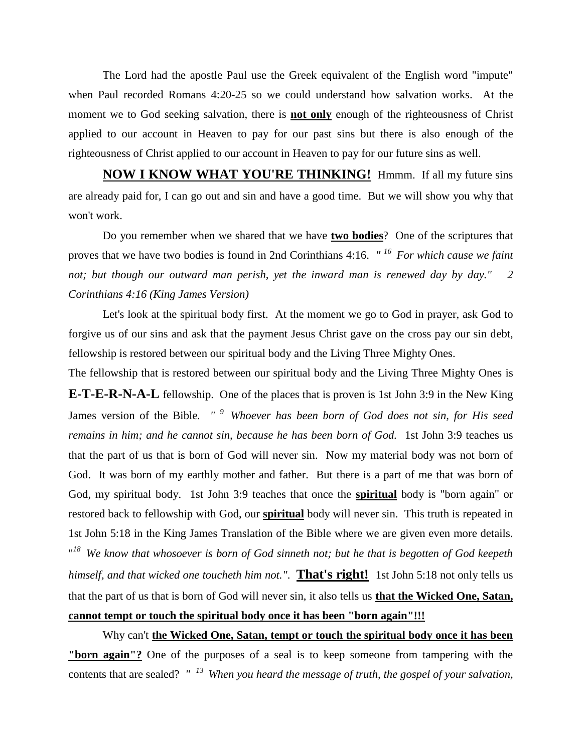The Lord had the apostle Paul use the Greek equivalent of the English word "impute" when Paul recorded Romans 4:20-25 so we could understand how salvation works. At the moment we to God seeking salvation, there is **not only** enough of the righteousness of Christ applied to our account in Heaven to pay for our past sins but there is also enough of the righteousness of Christ applied to our account in Heaven to pay for our future sins as well.

**NOW I KNOW WHAT YOU'RE THINKING!** Hmmm. If all my future sins are already paid for, I can go out and sin and have a good time. But we will show you why that won't work.

Do you remember when we shared that we have **two bodies**? One of the scriptures that proves that we have two bodies is found in 2nd Corinthians 4:16. *" [16] For which cause we faint not; but though our outward man perish, yet the inward man is renewed day by day." 2 Corinthians 4:16 (King James Version)*

Let's look at the spiritual body first. At the moment we go to God in prayer, ask God to forgive us of our sins and ask that the payment Jesus Christ gave on the cross pay our sin debt, fellowship is restored between our spiritual body and the Living Three Mighty Ones.

The fellowship that is restored between our spiritual body and the Living Three Mighty Ones is **E-T-E-R-N-A-L** fellowship. One of the places that is proven is 1st John 3:9 in the New King James version of the Bible. *" [9] Whoever has been born of God does not sin, for His seed remains in him; and he cannot sin, because he has been born of God.* 1st John 3:9 teaches us that the part of us that is born of God will never sin. Now my material body was not born of God. It was born of my earthly mother and father. But there is a part of me that was born of God, my spiritual body. 1st John 3:9 teaches that once the **spiritual** body is "born again" or restored back to fellowship with God, our **spiritual** body will never sin. This truth is repeated in 1st John 5:18 in the King James Translation of the Bible where we are given even more details. "*[18] We know that whosoever is born of God sinneth not; but he that is begotten of God keepeth himself, and that wicked one toucheth him not."*. **That's right!** 1st John 5:18 not only tells us that the part of us that is born of God will never sin, it also tells us **that the Wicked One, Satan, cannot tempt or touch the spiritual body once it has been "born again"!!!**

Why can't **the Wicked One, Satan, tempt or touch the spiritual body once it has been "born again"?** One of the purposes of a seal is to keep someone from tampering with the contents that are sealed? *" [13] When you heard the message of truth, the gospel of your salvation,*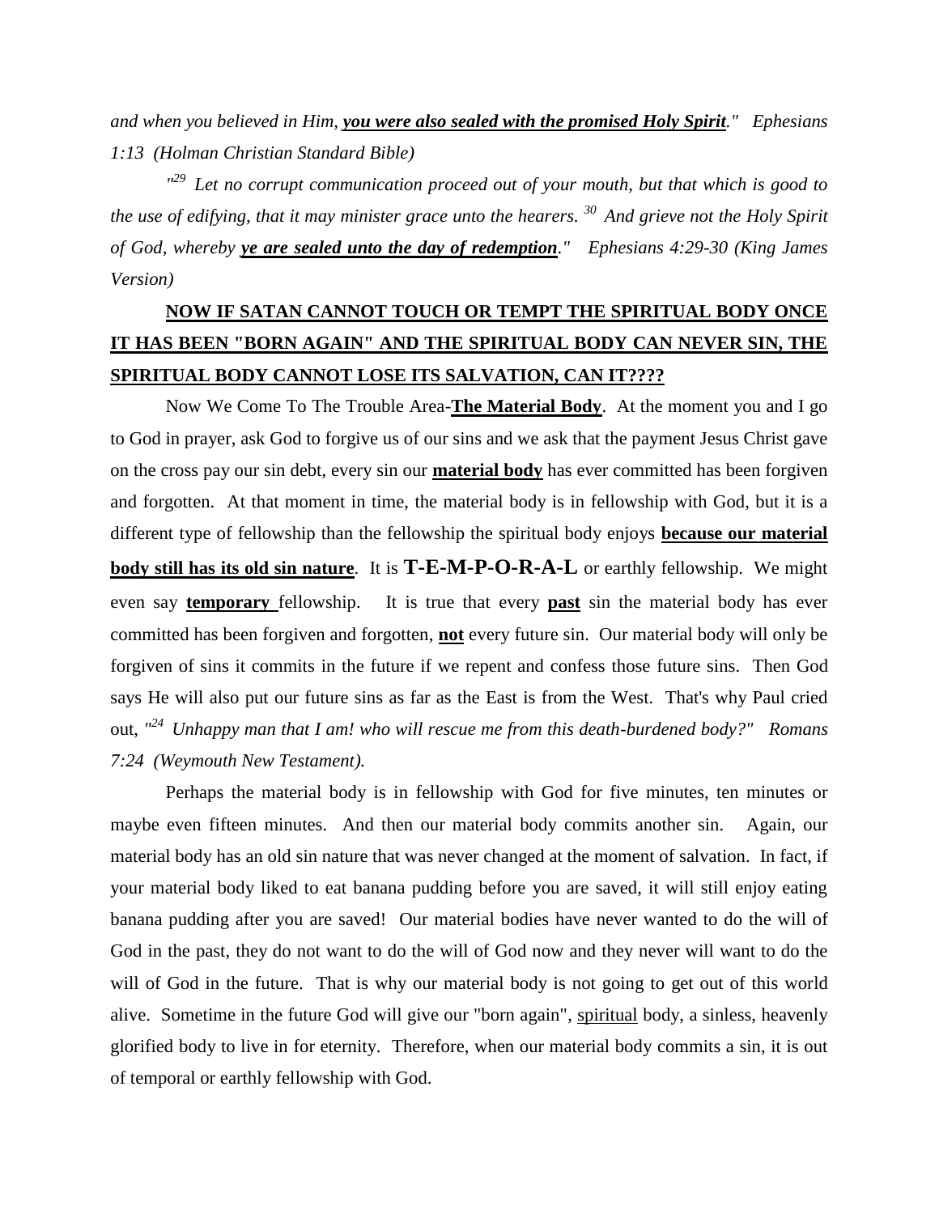*and when you believed in Him, **<u>you were also sealed with the promised Holy Spirit</u>**." Ephesians 1:13 (Holman Christian Standard Bible)*

*"[29] Let no corrupt communication proceed out of your mouth, but that which is good to the use of edifying, that it may minister grace unto the hearers. [30] And grieve not the Holy Spirit of God, whereby **<u>ye are sealed unto the day of redemption</u>**." Ephesians 4:29-30 (King James Version)*

**<u>NOW IF SATAN CANNOT TOUCH OR TEMPT THE SPIRITUAL BODY ONCE IT HAS BEEN "BORN AGAIN" AND THE SPIRITUAL BODY CAN NEVER SIN, THE SPIRITUAL BODY CANNOT LOSE ITS SALVATION, CAN IT????</u>**

Now We Come To The Trouble Area-**<u>The Material Body</u>**. At the moment you and I go to God in prayer, ask God to forgive us of our sins and we ask that the payment Jesus Christ gave on the cross pay our sin debt, every sin our **<u>material body</u>** has ever committed has been forgiven and forgotten. At that moment in time, the material body is in fellowship with God, but it is a different type of fellowship than the fellowship the spiritual body enjoys **<u>because our material body still has its old sin nature</u>**. It is **T-E-M-P-O-R-A-L** or earthly fellowship. We might even say **<u>temporary</u>** fellowship. It is true that every **<u>past</u>** sin the material body has ever committed has been forgiven and forgotten, **<u>not</u>** every future sin. Our material body will only be forgiven of sins it commits in the future if we repent and confess those future sins. Then God says He will also put our future sins as far as the East is from the West. That's why Paul cried out, *"[24] Unhappy man that I am! who will rescue me from this death-burdened body?" Romans 7:24 (Weymouth New Testament).*

Perhaps the material body is in fellowship with God for five minutes, ten minutes or maybe even fifteen minutes. And then our material body commits another sin. Again, our material body has an old sin nature that was never changed at the moment of salvation. In fact, if your material body liked to eat banana pudding before you are saved, it will still enjoy eating banana pudding after you are saved! Our material bodies have never wanted to do the will of God in the past, they do not want to do the will of God now and they never will want to do the will of God in the future. That is why our material body is not going to get out of this world alive. Sometime in the future God will give our "born again", <u>spiritual</u> body, a sinless, heavenly glorified body to live in for eternity. Therefore, when our material body commits a sin, it is out of temporal or earthly fellowship with God.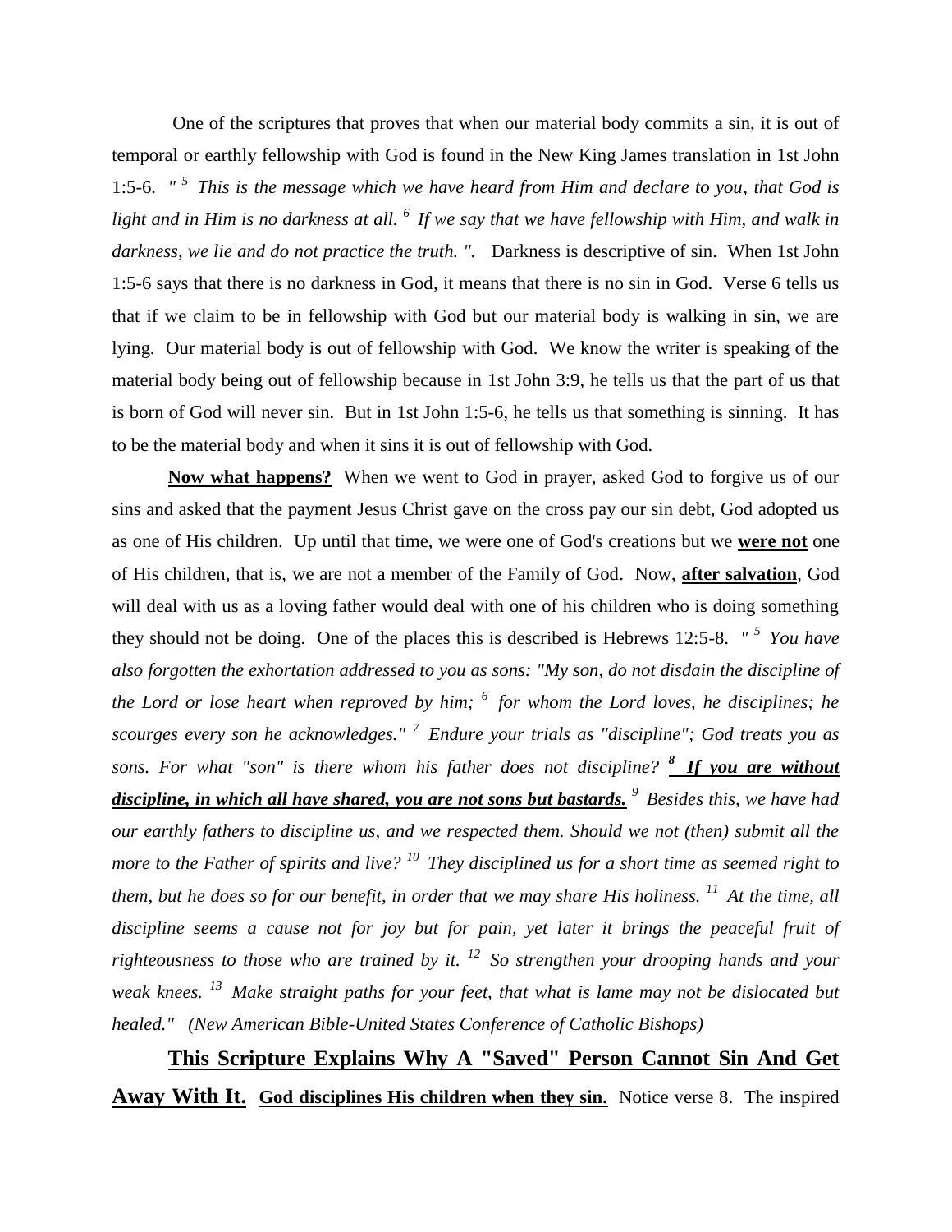One of the scriptures that proves that when our material body commits a sin, it is out of temporal or earthly fellowship with God is found in the New King James translation in 1st John 1:5-6. *" [5] This is the message which we have heard from Him and declare to you, that God is light and in Him is no darkness at all. [6] If we say that we have fellowship with Him, and walk in darkness, we lie and do not practice the truth. ".* Darkness is descriptive of sin. When 1st John 1:5-6 says that there is no darkness in God, it means that there is no sin in God. Verse 6 tells us that if we claim to be in fellowship with God but our material body is walking in sin, we are lying. Our material body is out of fellowship with God. We know the writer is speaking of the material body being out of fellowship because in 1st John 3:9, he tells us that the part of us that is born of God will never sin. But in 1st John 1:5-6, he tells us that something is sinning. It has to be the material body and when it sins it is out of fellowship with God.

**Now what happens?** When we went to God in prayer, asked God to forgive us of our sins and asked that the payment Jesus Christ gave on the cross pay our sin debt, God adopted us as one of His children. Up until that time, we were one of God's creations but we **were not** one of His children, that is, we are not a member of the Family of God. Now, **after salvation**, God will deal with us as a loving father would deal with one of his children who is doing something they should not be doing. One of the places this is described is Hebrews 12:5-8. *" [5] You have also forgotten the exhortation addressed to you as sons: "My son, do not disdain the discipline of the Lord or lose heart when reproved by him; [6] for whom the Lord loves, he disciplines; he scourges every son he acknowledges." [7] Endure your trials as "discipline"; God treats you as sons. For what "son" is there whom his father does not discipline?* ***[8] If you are without discipline, in which all have shared, you are not sons but bastards.*** *[9] Besides this, we have had our earthly fathers to discipline us, and we respected them. Should we not (then) submit all the more to the Father of spirits and live? [10] They disciplined us for a short time as seemed right to them, but he does so for our benefit, in order that we may share His holiness. [11] At the time, all discipline seems a cause not for joy but for pain, yet later it brings the peaceful fruit of righteousness to those who are trained by it. [12] So strengthen your drooping hands and your weak knees. [13] Make straight paths for your feet, that what is lame may not be dislocated but healed." (New American Bible-United States Conference of Catholic Bishops)*

**This Scripture Explains Why A "Saved" Person Cannot Sin And Get Away With It.** **God disciplines His children when they sin.** Notice verse 8. The inspired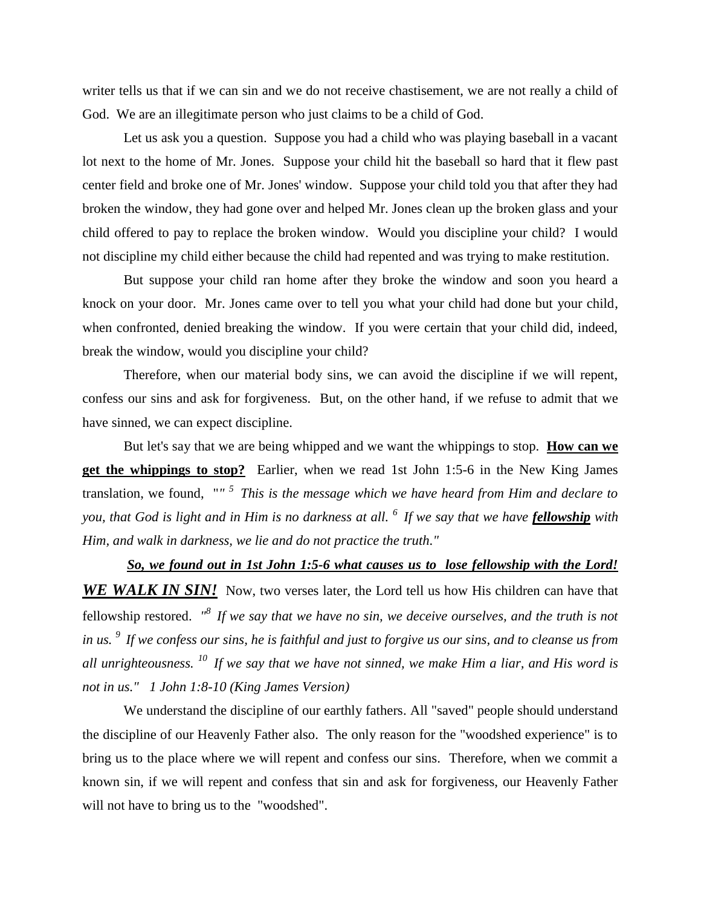writer tells us that if we can sin and we do not receive chastisement, we are not really a child of God. We are an illegitimate person who just claims to be a child of God.

Let us ask you a question. Suppose you had a child who was playing baseball in a vacant lot next to the home of Mr. Jones. Suppose your child hit the baseball so hard that it flew past center field and broke one of Mr. Jones' window. Suppose your child told you that after they had broken the window, they had gone over and helped Mr. Jones clean up the broken glass and your child offered to pay to replace the broken window. Would you discipline your child? I would not discipline my child either because the child had repented and was trying to make restitution.

But suppose your child ran home after they broke the window and soon you heard a knock on your door. Mr. Jones came over to tell you what your child had done but your child, when confronted, denied breaking the window. If you were certain that your child did, indeed, break the window, would you discipline your child?

Therefore, when our material body sins, we can avoid the discipline if we will repent, confess our sins and ask for forgiveness. But, on the other hand, if we refuse to admit that we have sinned, we can expect discipline.

But let's say that we are being whipped and we want the whippings to stop. **<u>How can we get the whippings to stop?</u>** Earlier, when we read 1st John 1:5-6 in the New King James translation, we found, "*" [5] This is the message which we have heard from Him and declare to you, that God is light and in Him is no darkness at all. [6] If we say that we have **<u>fellowship</u>** with Him, and walk in darkness, we lie and do not practice the truth."*

***<u>So, we found out in 1st John 1:5-6 what causes us to lose fellowship with the Lord!</u>*** ***<u>WE WALK IN SIN!</u>*** Now, two verses later, the Lord tell us how His children can have that fellowship restored. *"[8] If we say that we have no sin, we deceive ourselves, and the truth is not in us. [9] If we confess our sins, he is faithful and just to forgive us our sins, and to cleanse us from all unrighteousness. [10] If we say that we have not sinned, we make Him a liar, and His word is not in us." 1 John 1:8-10 (King James Version)*

We understand the discipline of our earthly fathers. All "saved" people should understand the discipline of our Heavenly Father also. The only reason for the "woodshed experience" is to bring us to the place where we will repent and confess our sins. Therefore, when we commit a known sin, if we will repent and confess that sin and ask for forgiveness, our Heavenly Father will not have to bring us to the "woodshed".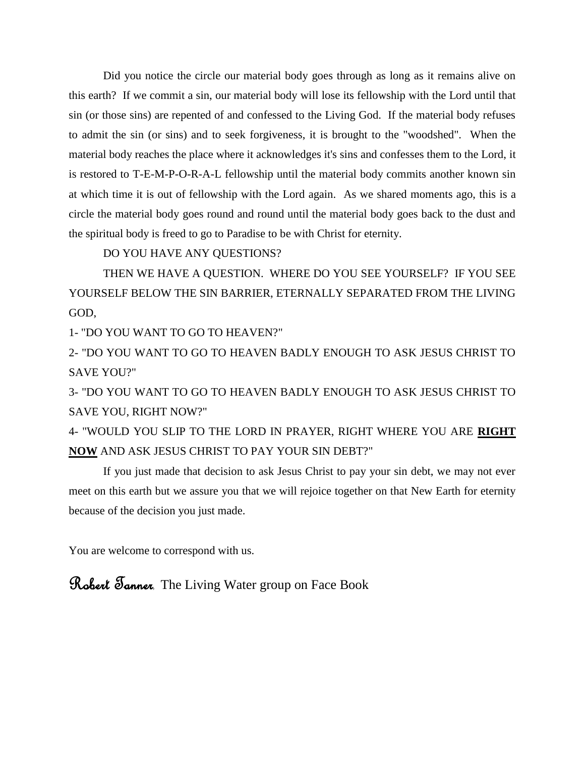Did you notice the circle our material body goes through as long as it remains alive on this earth? If we commit a sin, our material body will lose its fellowship with the Lord until that sin (or those sins) are repented of and confessed to the Living God. If the material body refuses to admit the sin (or sins) and to seek forgiveness, it is brought to the "woodshed". When the material body reaches the place where it acknowledges it's sins and confesses them to the Lord, it is restored to T-E-M-P-O-R-A-L fellowship until the material body commits another known sin at which time it is out of fellowship with the Lord again. As we shared moments ago, this is a circle the material body goes round and round until the material body goes back to the dust and the spiritual body is freed to go to Paradise to be with Christ for eternity.

DO YOU HAVE ANY QUESTIONS?

THEN WE HAVE A QUESTION. WHERE DO YOU SEE YOURSELF? IF YOU SEE YOURSELF BELOW THE SIN BARRIER, ETERNALLY SEPARATED FROM THE LIVING GOD,

1- "DO YOU WANT TO GO TO HEAVEN?"

2- "DO YOU WANT TO GO TO HEAVEN BADLY ENOUGH TO ASK JESUS CHRIST TO SAVE YOU?"

3- "DO YOU WANT TO GO TO HEAVEN BADLY ENOUGH TO ASK JESUS CHRIST TO SAVE YOU, RIGHT NOW?"

4- "WOULD YOU SLIP TO THE LORD IN PRAYER, RIGHT WHERE YOU ARE **<u>RIGHT NOW</u>** AND ASK JESUS CHRIST TO PAY YOUR SIN DEBT?"

If you just made that decision to ask Jesus Christ to pay your sin debt, we may not ever meet on this earth but we assure you that we will rejoice together on that New Earth for eternity because of the decision you just made.

You are welcome to correspond with us.

*Robert Tanner*, The Living Water group on Face Book